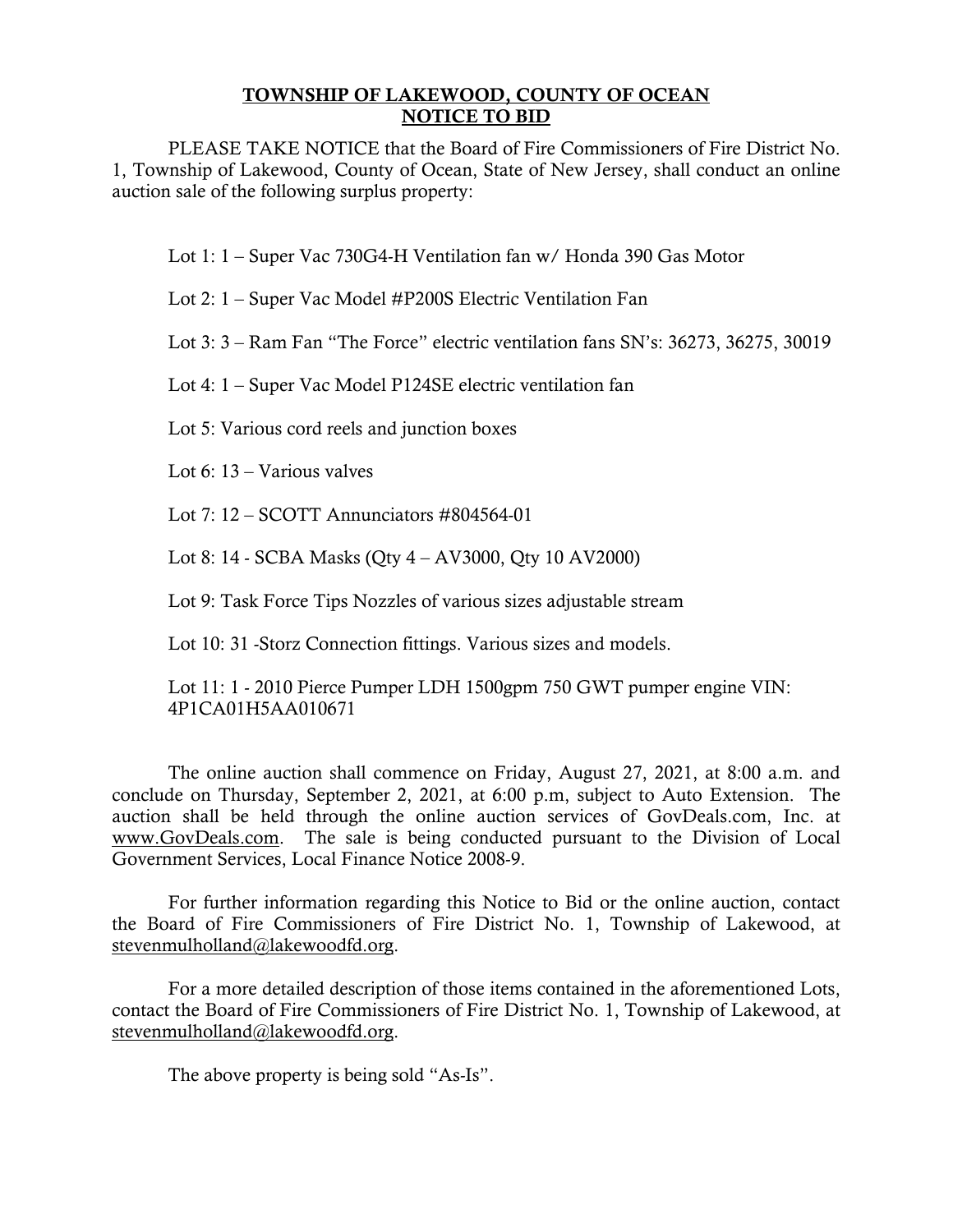**<u>TOWNSHIP OF LAKEWOOD, COUNTY OF OCEAN</u>**
**<u>NOTICE TO BID</u>**

PLEASE TAKE NOTICE that the Board of Fire Commissioners of Fire District No. 1, Township of Lakewood, County of Ocean, State of New Jersey, shall conduct an online auction sale of the following surplus property:

Lot 1: 1 – Super Vac 730G4-H Ventilation fan w/ Honda 390 Gas Motor

Lot 2: 1 – Super Vac Model #P200S Electric Ventilation Fan

Lot 3: 3 – Ram Fan "The Force" electric ventilation fans SN's: 36273, 36275, 30019

Lot 4: 1 – Super Vac Model P124SE electric ventilation fan

Lot 5: Various cord reels and junction boxes

Lot 6: 13 – Various valves

Lot 7: 12 – SCOTT Annunciators #804564-01

Lot 8: 14 - SCBA Masks (Qty 4 – AV3000, Qty 10 AV2000)

Lot 9: Task Force Tips Nozzles of various sizes adjustable stream

Lot 10: 31 -Storz Connection fittings. Various sizes and models.

Lot 11: 1 - 2010 Pierce Pumper LDH 1500gpm 750 GWT pumper engine VIN: 4P1CA01H5AA010671

The online auction shall commence on Friday, August 27, 2021, at 8:00 a.m. and conclude on Thursday, September 2, 2021, at 6:00 p.m, subject to Auto Extension. The auction shall be held through the online auction services of GovDeals.com, Inc. at <u>www.GovDeals.com</u>. The sale is being conducted pursuant to the Division of Local Government Services, Local Finance Notice 2008-9.

For further information regarding this Notice to Bid or the online auction, contact the Board of Fire Commissioners of Fire District No. 1, Township of Lakewood, at <u>stevenmulholland@lakewoodfd.org</u>.

For a more detailed description of those items contained in the aforementioned Lots, contact the Board of Fire Commissioners of Fire District No. 1, Township of Lakewood, at <u>stevenmulholland@lakewoodfd.org</u>.

The above property is being sold "As-Is".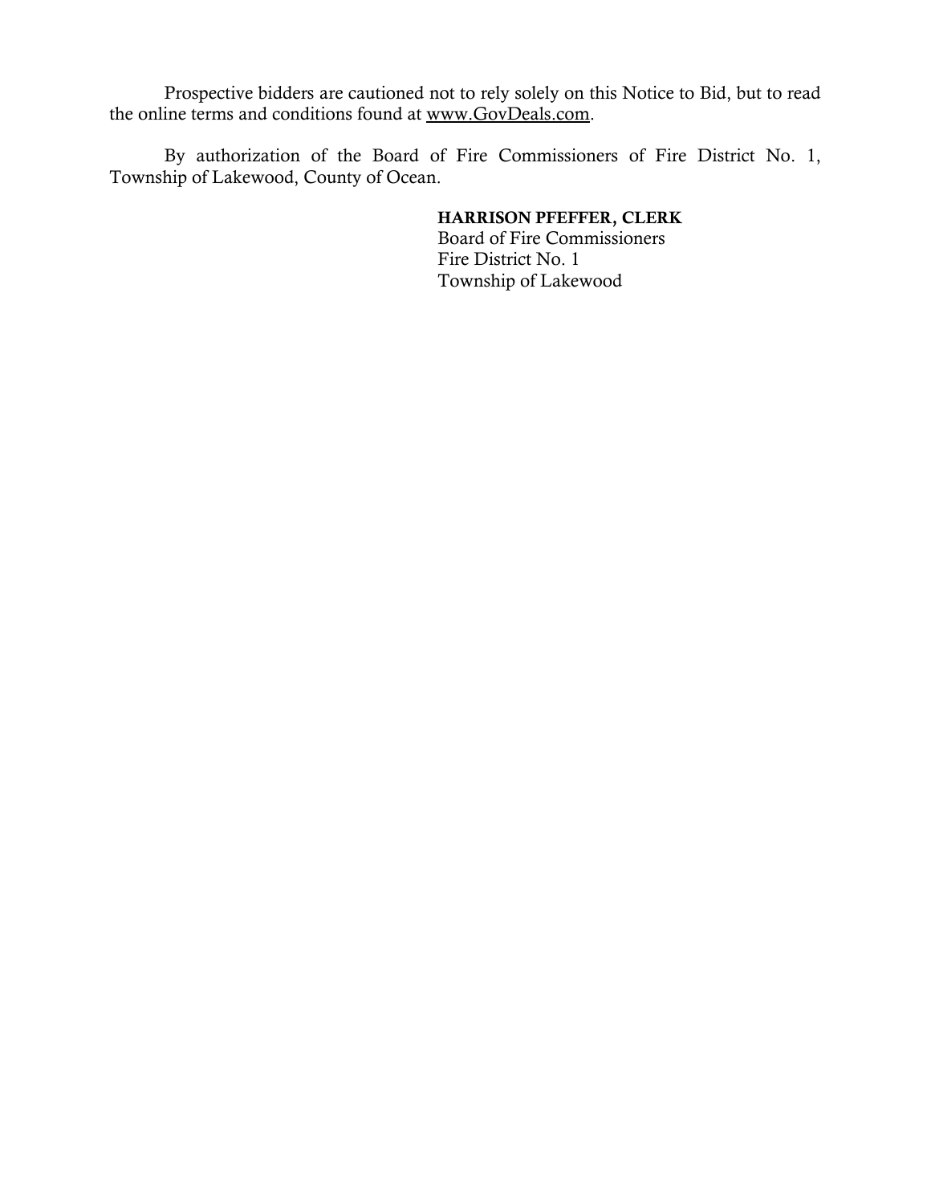Prospective bidders are cautioned not to rely solely on this Notice to Bid, but to read the online terms and conditions found at www.GovDeals.com.

By authorization of the Board of Fire Commissioners of Fire District No. 1, Township of Lakewood, County of Ocean.

**HARRISON PFEFFER, CLERK**
Board of Fire Commissioners
Fire District No. 1
Township of Lakewood